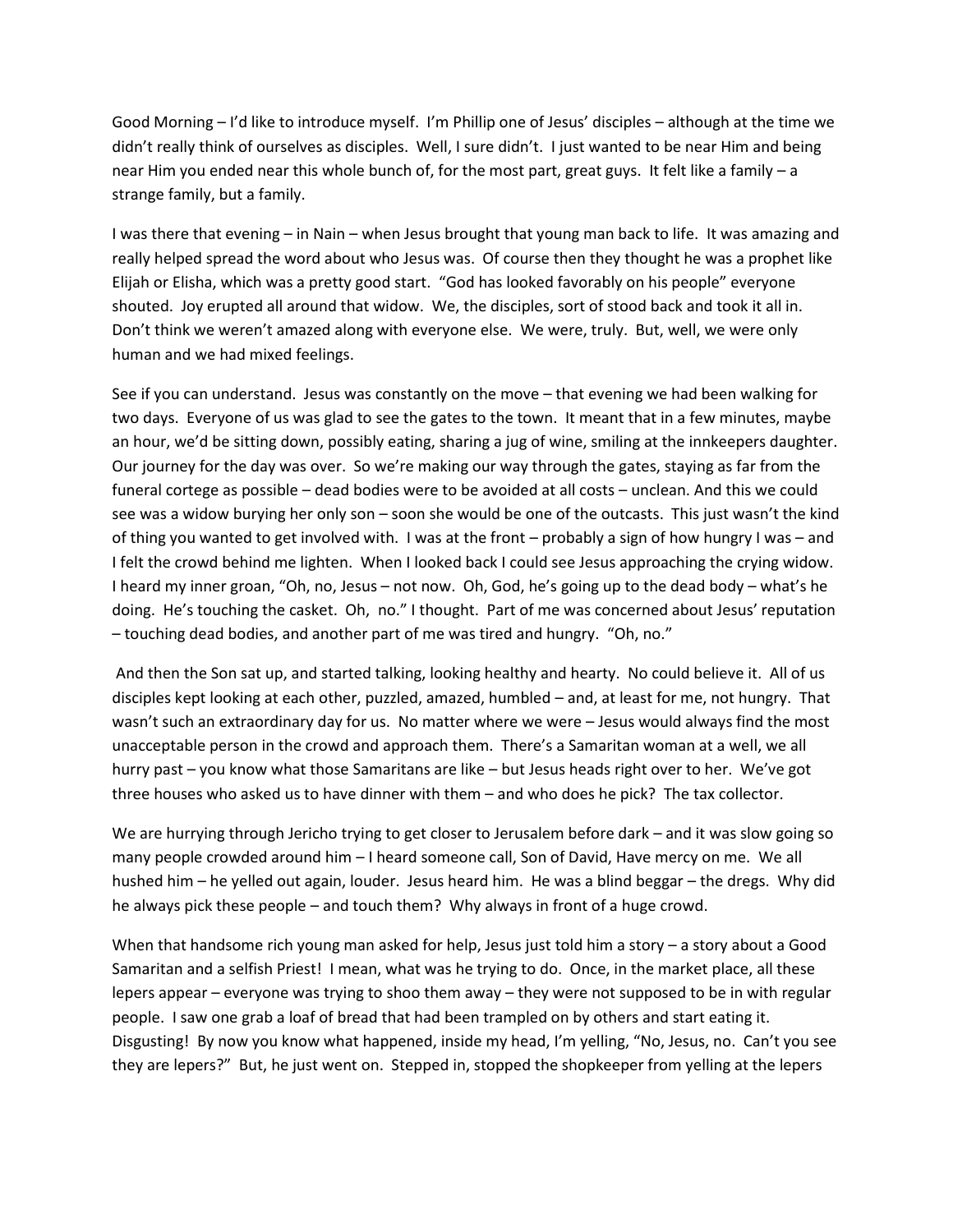Good Morning – I'd like to introduce myself. I'm Phillip one of Jesus' disciples – although at the time we didn't really think of ourselves as disciples. Well, I sure didn't. I just wanted to be near Him and being near Him you ended near this whole bunch of, for the most part, great guys. It felt like a family – a strange family, but a family.

I was there that evening – in Nain – when Jesus brought that young man back to life. It was amazing and really helped spread the word about who Jesus was. Of course then they thought he was a prophet like Elijah or Elisha, which was a pretty good start. "God has looked favorably on his people" everyone shouted. Joy erupted all around that widow. We, the disciples, sort of stood back and took it all in. Don't think we weren't amazed along with everyone else. We were, truly. But, well, we were only human and we had mixed feelings.

See if you can understand. Jesus was constantly on the move – that evening we had been walking for two days. Everyone of us was glad to see the gates to the town. It meant that in a few minutes, maybe an hour, we'd be sitting down, possibly eating, sharing a jug of wine, smiling at the innkeepers daughter. Our journey for the day was over. So we're making our way through the gates, staying as far from the funeral cortege as possible – dead bodies were to be avoided at all costs – unclean. And this we could see was a widow burying her only son – soon she would be one of the outcasts. This just wasn't the kind of thing you wanted to get involved with. I was at the front – probably a sign of how hungry I was – and I felt the crowd behind me lighten. When I looked back I could see Jesus approaching the crying widow. I heard my inner groan, "Oh, no, Jesus – not now. Oh, God, he's going up to the dead body – what's he doing. He's touching the casket. Oh, no." I thought. Part of me was concerned about Jesus' reputation – touching dead bodies, and another part of me was tired and hungry. "Oh, no."

And then the Son sat up, and started talking, looking healthy and hearty. No could believe it. All of us disciples kept looking at each other, puzzled, amazed, humbled – and, at least for me, not hungry. That wasn't such an extraordinary day for us. No matter where we were – Jesus would always find the most unacceptable person in the crowd and approach them. There's a Samaritan woman at a well, we all hurry past – you know what those Samaritans are like – but Jesus heads right over to her. We've got three houses who asked us to have dinner with them – and who does he pick? The tax collector.

We are hurrying through Jericho trying to get closer to Jerusalem before dark – and it was slow going so many people crowded around him – I heard someone call, Son of David, Have mercy on me. We all hushed him – he yelled out again, louder. Jesus heard him. He was a blind beggar – the dregs. Why did he always pick these people – and touch them? Why always in front of a huge crowd.

When that handsome rich young man asked for help, Jesus just told him a story – a story about a Good Samaritan and a selfish Priest! I mean, what was he trying to do. Once, in the market place, all these lepers appear – everyone was trying to shoo them away – they were not supposed to be in with regular people. I saw one grab a loaf of bread that had been trampled on by others and start eating it. Disgusting! By now you know what happened, inside my head, I'm yelling, "No, Jesus, no. Can't you see they are lepers?" But, he just went on. Stepped in, stopped the shopkeeper from yelling at the lepers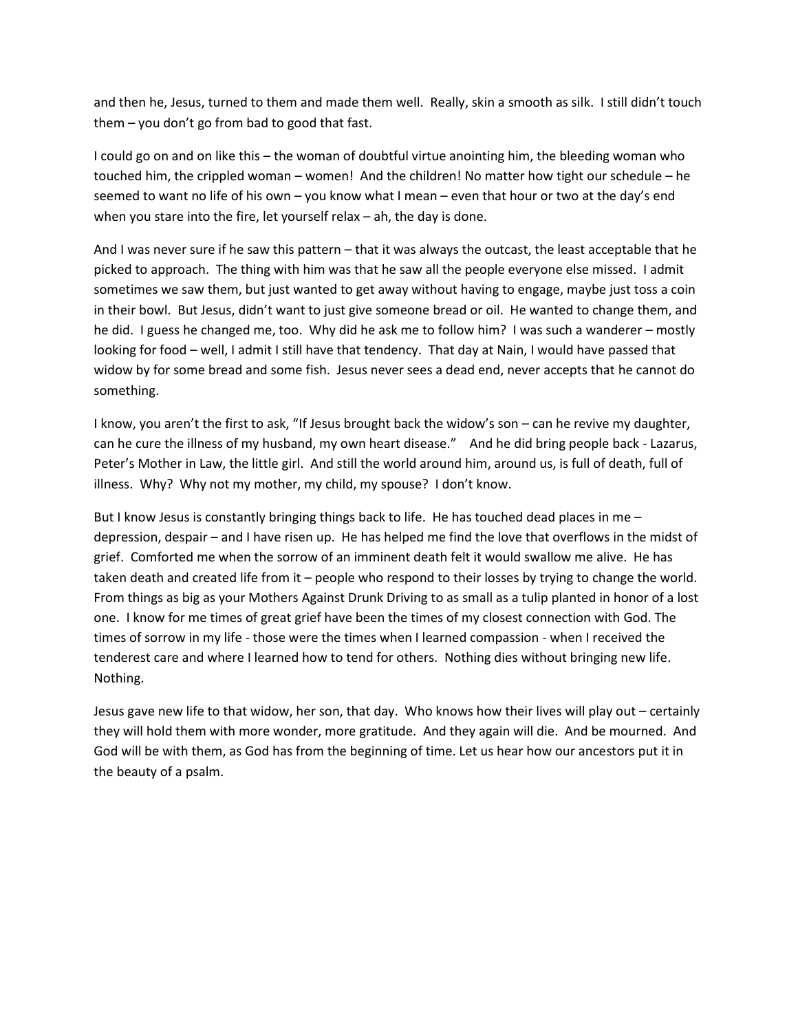and then he, Jesus, turned to them and made them well. Really, skin a smooth as silk. I still didn't touch them – you don't go from bad to good that fast.

I could go on and on like this – the woman of doubtful virtue anointing him, the bleeding woman who touched him, the crippled woman – women! And the children! No matter how tight our schedule – he seemed to want no life of his own – you know what I mean – even that hour or two at the day's end when you stare into the fire, let yourself relax – ah, the day is done.

And I was never sure if he saw this pattern – that it was always the outcast, the least acceptable that he picked to approach. The thing with him was that he saw all the people everyone else missed. I admit sometimes we saw them, but just wanted to get away without having to engage, maybe just toss a coin in their bowl. But Jesus, didn't want to just give someone bread or oil. He wanted to change them, and he did. I guess he changed me, too. Why did he ask me to follow him? I was such a wanderer – mostly looking for food – well, I admit I still have that tendency. That day at Nain, I would have passed that widow by for some bread and some fish. Jesus never sees a dead end, never accepts that he cannot do something.

I know, you aren't the first to ask, "If Jesus brought back the widow's son – can he revive my daughter, can he cure the illness of my husband, my own heart disease." And he did bring people back - Lazarus, Peter's Mother in Law, the little girl. And still the world around him, around us, is full of death, full of illness. Why? Why not my mother, my child, my spouse? I don't know.

But I know Jesus is constantly bringing things back to life. He has touched dead places in me – depression, despair – and I have risen up. He has helped me find the love that overflows in the midst of grief. Comforted me when the sorrow of an imminent death felt it would swallow me alive. He has taken death and created life from it – people who respond to their losses by trying to change the world. From things as big as your Mothers Against Drunk Driving to as small as a tulip planted in honor of a lost one. I know for me times of great grief have been the times of my closest connection with God. The times of sorrow in my life - those were the times when I learned compassion - when I received the tenderest care and where I learned how to tend for others. Nothing dies without bringing new life. Nothing.

Jesus gave new life to that widow, her son, that day. Who knows how their lives will play out – certainly they will hold them with more wonder, more gratitude. And they again will die. And be mourned. And God will be with them, as God has from the beginning of time. Let us hear how our ancestors put it in the beauty of a psalm.